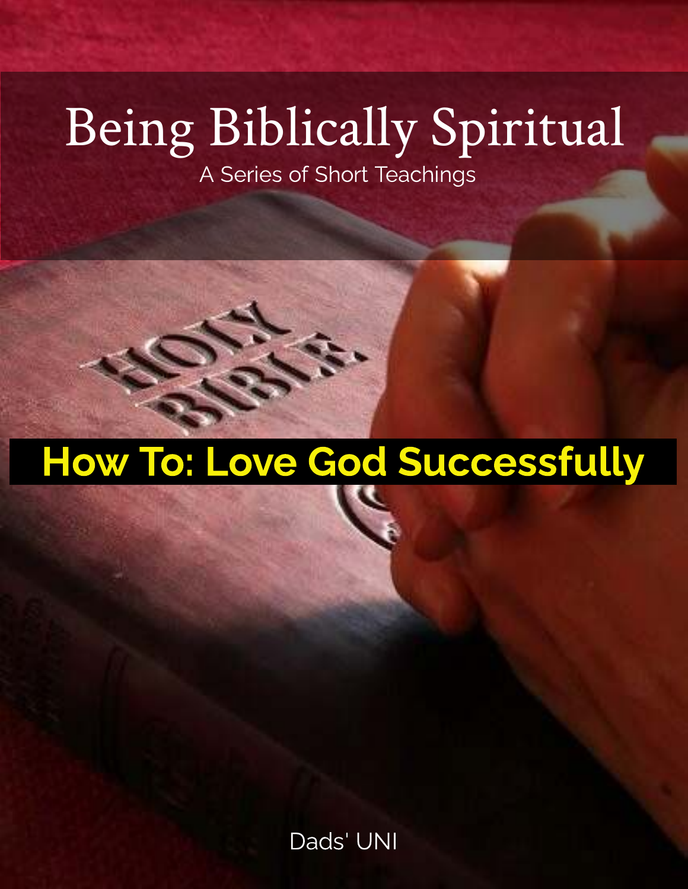# Being Biblically Spiritual

A Series of Short Teachings

## How To: Love God Successfully

Dads' UNI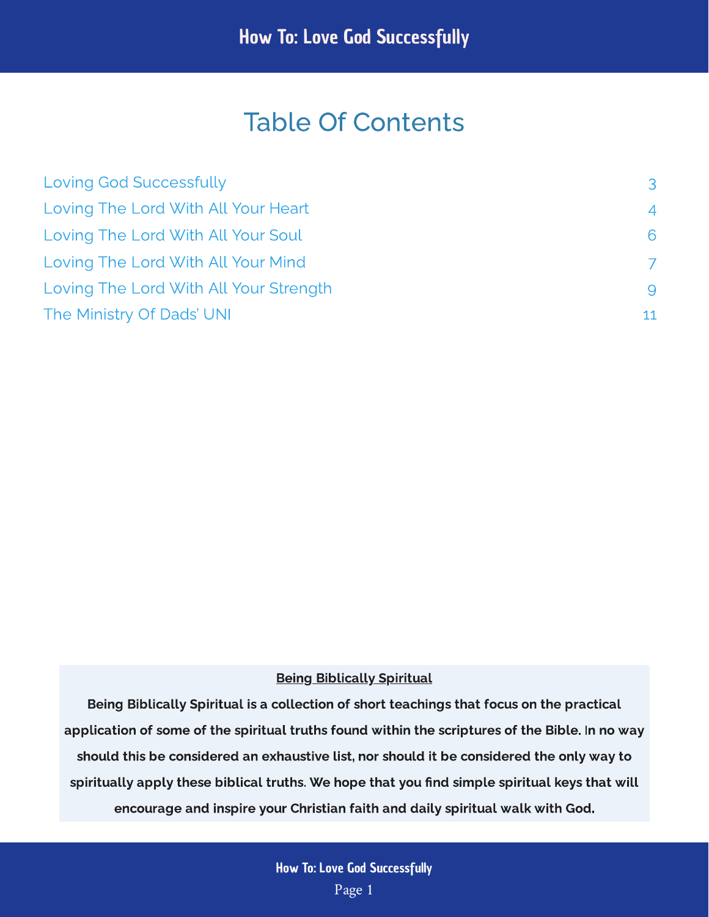# Table Of Contents

| | |
|---|---|
| Loving God Successfully | 3 |
| Loving The Lord With All Your Heart | 4 |
| Loving The Lord With All Your Soul | 6 |
| Loving The Lord With All Your Mind | 7 |
| Loving The Lord With All Your Strength | 9 |
| The Ministry Of Dads' UNI | 11 |

**Being Biblically Spiritual**

**Being Biblically Spiritual is a collection of short teachings that focus on the practical application of some of the spiritual truths found within the scriptures of the Bible. In no way should this be considered an exhaustive list, nor should it be considered the only way to spiritually apply these biblical truths. We hope that you find simple spiritual keys that will encourage and inspire your Christian faith and daily spiritual walk with God.**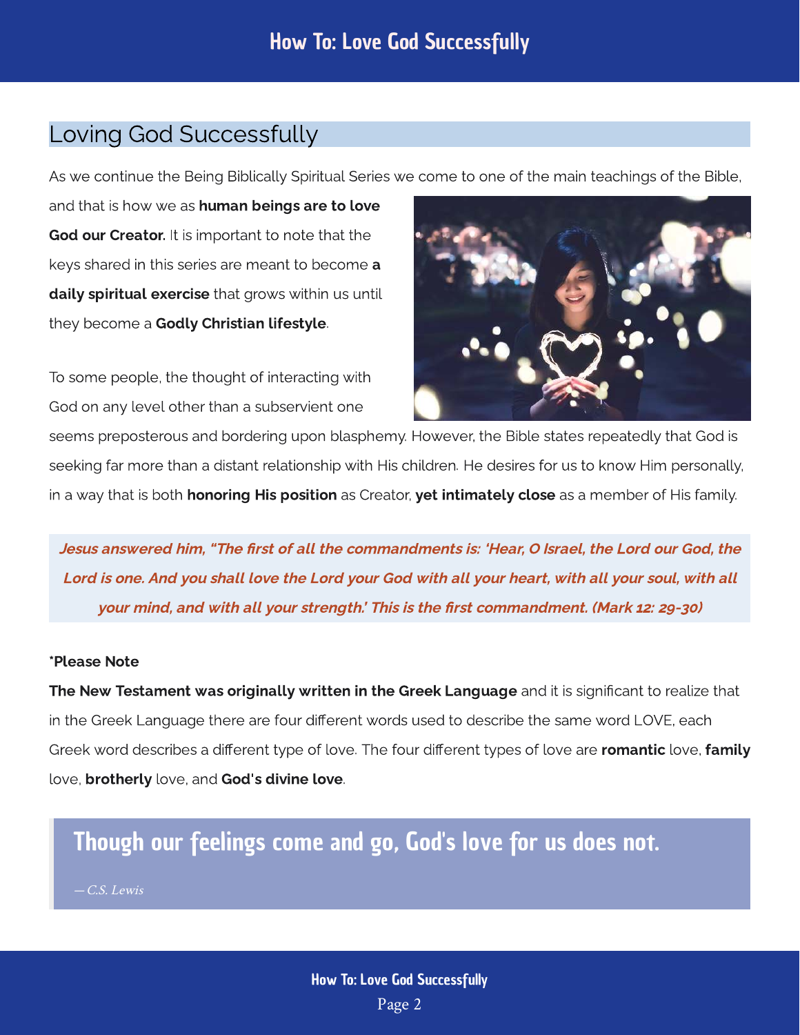## Loving God Successfully

As we continue the Being Biblically Spiritual Series we come to one of the main teachings of the Bible, and that is how we as **human beings are to love God our Creator.** It is important to note that the keys shared in this series are meant to become **a daily spiritual exercise** that grows within us until they become a **Godly Christian lifestyle**.

To some people, the thought of interacting with God on any level other than a subservient one seems preposterous and bordering upon blasphemy. However, the Bible states repeatedly that God is seeking far more than a distant relationship with His children. He desires for us to know Him personally, in a way that is both **honoring His position** as Creator, **yet intimately close** as a member of His family.

> ***Jesus answered him, "The first of all the commandments is: 'Hear, O Israel, the Lord our God, the Lord is one. And you shall love the Lord your God with all your heart, with all your soul, with all your mind, and with all your strength.' This is the first commandment. (Mark 12: 29-30)***

**\*Please Note**

**The New Testament was originally written in the Greek Language** and it is significant to realize that in the Greek Language there are four different words used to describe the same word LOVE, each Greek word describes a different type of love. The four different types of love are **romantic** love, **family** love, **brotherly** love, and **God's divine love**.

> **Though our feelings come and go, God's love for us does not.**
>
> *— C.S. Lewis*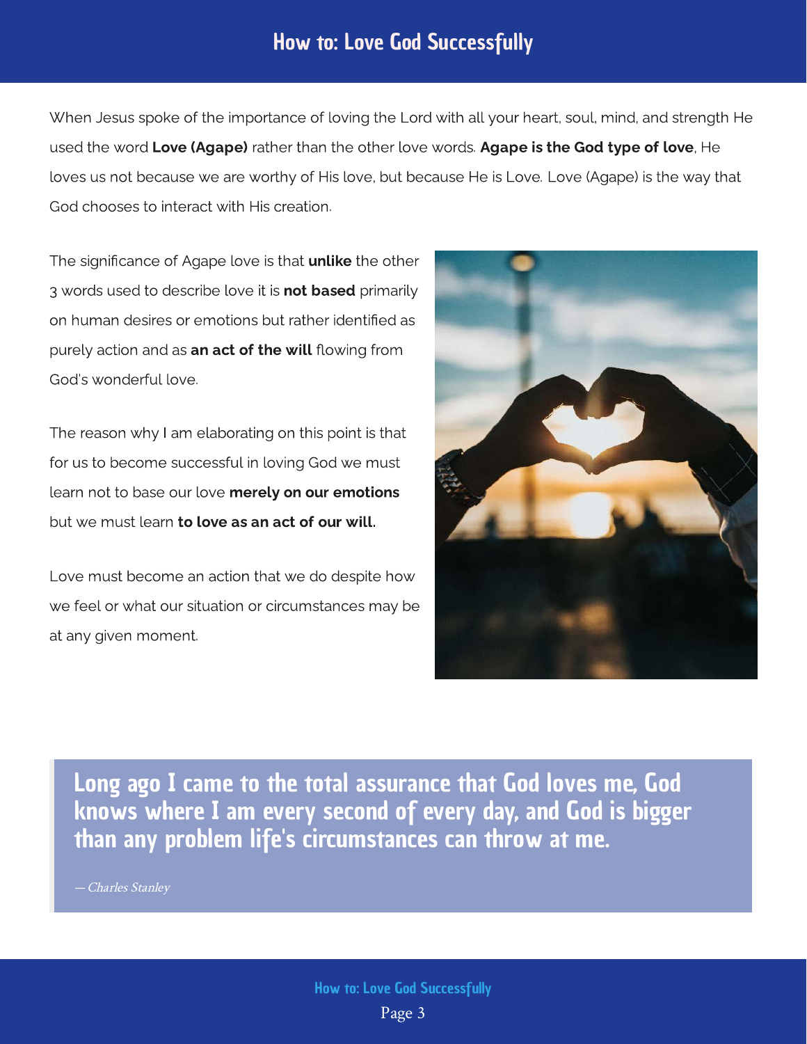When Jesus spoke of the importance of loving the Lord with all your heart, soul, mind, and strength He used the word **Love (Agape)** rather than the other love words. **Agape is the God type of love**, He loves us not because we are worthy of His love, but because He is Love. Love (Agape) is the way that God chooses to interact with His creation.

The significance of Agape love is that **unlike** the other 3 words used to describe love it is **not based** primarily on human desires or emotions but rather identified as purely action and as **an act of the will** flowing from God's wonderful love.

The reason why I am elaborating on this point is that for us to become successful in loving God we must learn not to base our love **merely on our emotions** but we must learn **to love as an act of our will.**

Love must become an action that we do despite how we feel or what our situation or circumstances may be at any given moment.

> **Long ago I came to the total assurance that God loves me, God knows where I am every second of every day, and God is bigger than any problem life's circumstances can throw at me.**
>
> *— Charles Stanley*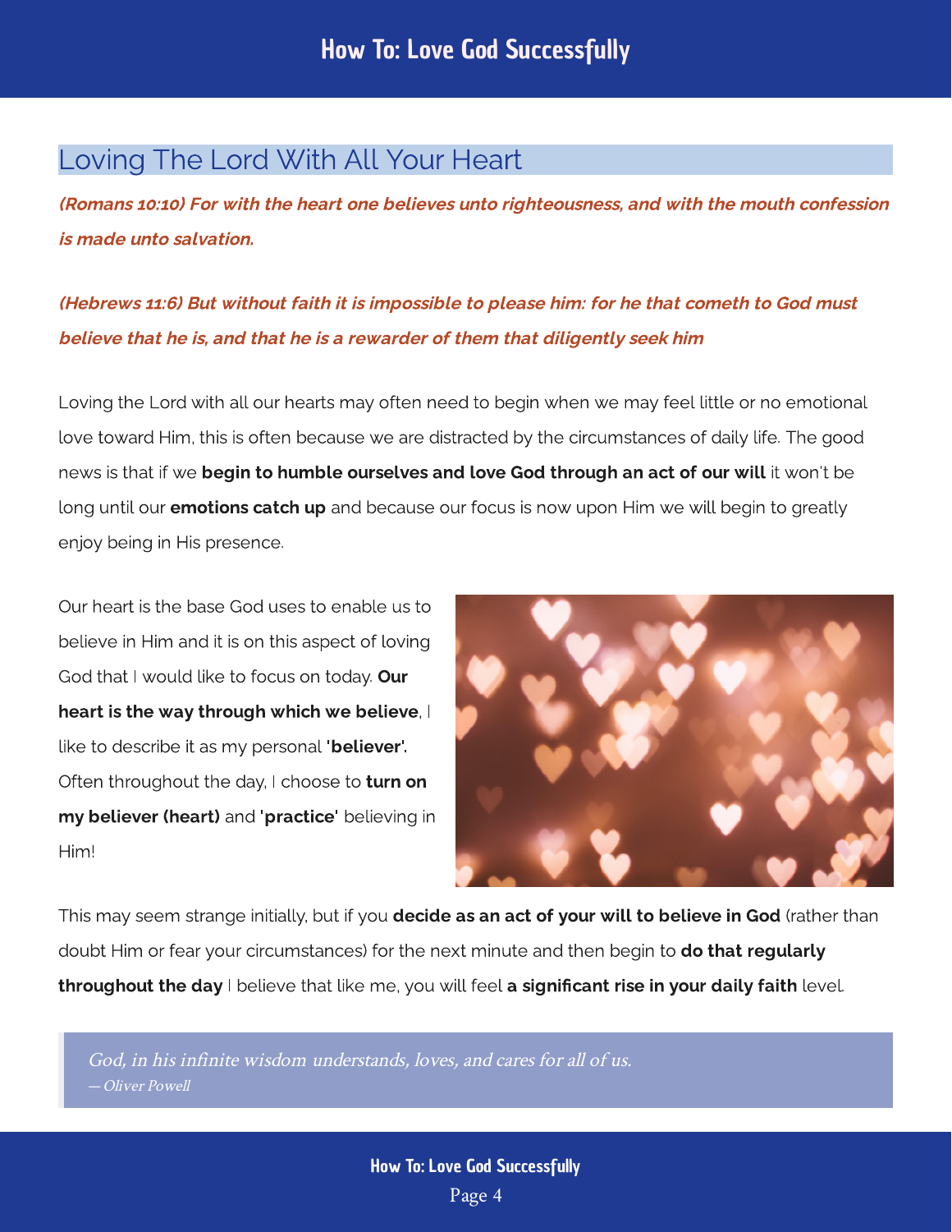## Loving The Lord With All Your Heart

***(Romans 10:10) For with the heart one believes unto righteousness, and with the mouth confession is made unto salvation.***

***(Hebrews 11:6) But without faith it is impossible to please him: for he that cometh to God must believe that he is, and that he is a rewarder of them that diligently seek him***

Loving the Lord with all our hearts may often need to begin when we may feel little or no emotional love toward Him, this is often because we are distracted by the circumstances of daily life. The good news is that if we **begin to humble ourselves and love God through an act of our will** it won't be long until our **emotions catch up** and because our focus is now upon Him we will begin to greatly enjoy being in His presence.

Our heart is the base God uses to enable us to believe in Him and it is on this aspect of loving God that I would like to focus on today. **Our heart is the way through which we believe**, I like to describe it as my personal **'believer'.** Often throughout the day, I choose to **turn on my believer (heart)** and **'practice'** believing in Him!

This may seem strange initially, but if you **decide as an act of your will to believe in God** (rather than doubt Him or fear your circumstances) for the next minute and then begin to **do that regularly throughout the day** I believe that like me, you will feel **a significant rise in your daily faith** level.

> *God, in his infinite wisdom understands, loves, and cares for all of us.*
> *— Oliver Powell*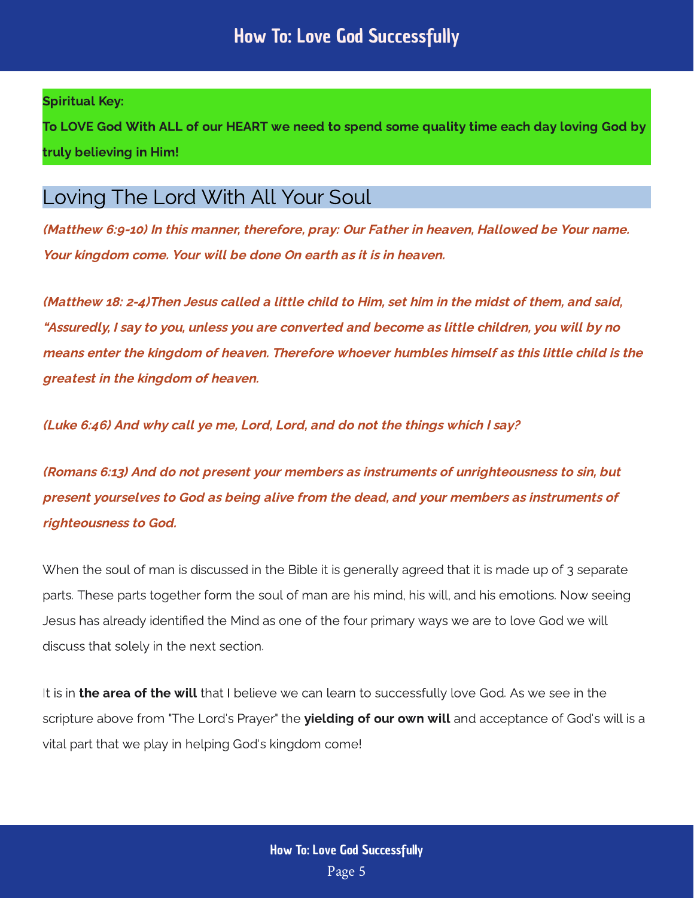**Spiritual Key:**

**To LOVE God With ALL of our HEART we need to spend some quality time each day loving God by truly believing in Him!**

## Loving The Lord With All Your Soul

***(Matthew 6:9-10) In this manner, therefore, pray: Our Father in heaven, Hallowed be Your name. Your kingdom come. Your will be done On earth as it is in heaven.***

***(Matthew 18: 2-4)Then Jesus called a little child to Him, set him in the midst of them, and said, "Assuredly, I say to you, unless you are converted and become as little children, you will by no means enter the kingdom of heaven. Therefore whoever humbles himself as this little child is the greatest in the kingdom of heaven.***

***(Luke 6:46) And why call ye me, Lord, Lord, and do not the things which I say?***

***(Romans 6:13) And do not present your members as instruments of unrighteousness to sin, but present yourselves to God as being alive from the dead, and your members as instruments of righteousness to God.***

When the soul of man is discussed in the Bible it is generally agreed that it is made up of 3 separate parts. These parts together form the soul of man are his mind, his will, and his emotions. Now seeing Jesus has already identified the Mind as one of the four primary ways we are to love God we will discuss that solely in the next section.

It is in **the area of the will** that I believe we can learn to successfully love God. As we see in the scripture above from "The Lord's Prayer" the **yielding of our own will** and acceptance of God's will is a vital part that we play in helping God's kingdom come!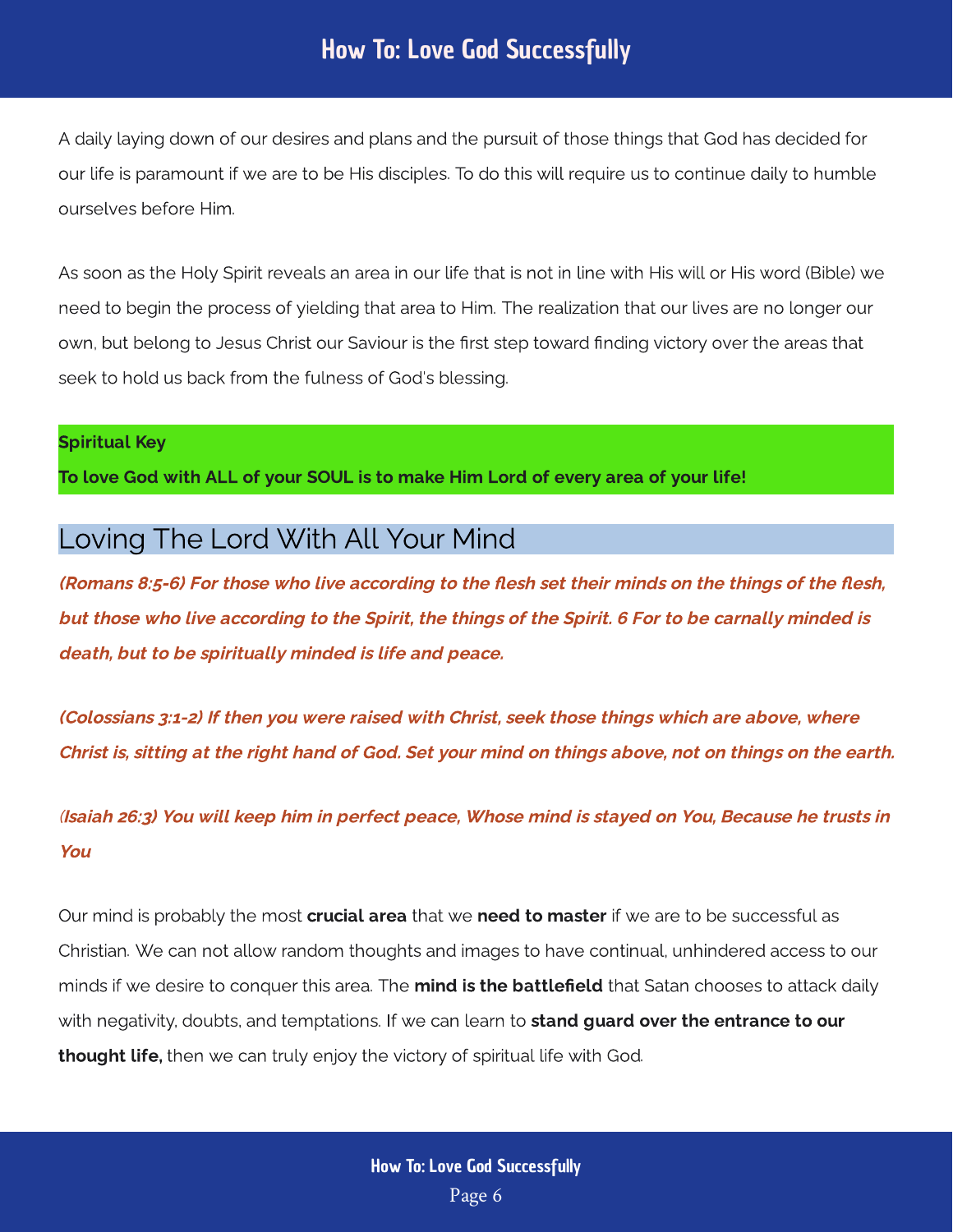A daily laying down of our desires and plans and the pursuit of those things that God has decided for our life is paramount if we are to be His disciples. To do this will require us to continue daily to humble ourselves before Him.

As soon as the Holy Spirit reveals an area in our life that is not in line with His will or His word (Bible) we need to begin the process of yielding that area to Him. The realization that our lives are no longer our own, but belong to Jesus Christ our Saviour is the first step toward finding victory over the areas that seek to hold us back from the fulness of God's blessing.

**Spiritual Key**

**To love God with ALL of your SOUL is to make Him Lord of every area of your life!**

## Loving The Lord With All Your Mind

***(Romans 8:5-6) For those who live according to the flesh set their minds on the things of the flesh, but those who live according to the Spirit, the things of the Spirit. 6 For to be carnally minded is death, but to be spiritually minded is life and peace.***

***(Colossians 3:1-2) If then you were raised with Christ, seek those things which are above, where Christ is, sitting at the right hand of God. Set your mind on things above, not on things on the earth.***

***(Isaiah 26:3) You will keep him in perfect peace, Whose mind is stayed on You, Because he trusts in You***

Our mind is probably the most **crucial area** that we **need to master** if we are to be successful as Christian. We can not allow random thoughts and images to have continual, unhindered access to our minds if we desire to conquer this area. The **mind is the battlefield** that Satan chooses to attack daily with negativity, doubts, and temptations. If we can learn to **stand guard over the entrance to our thought life,** then we can truly enjoy the victory of spiritual life with God.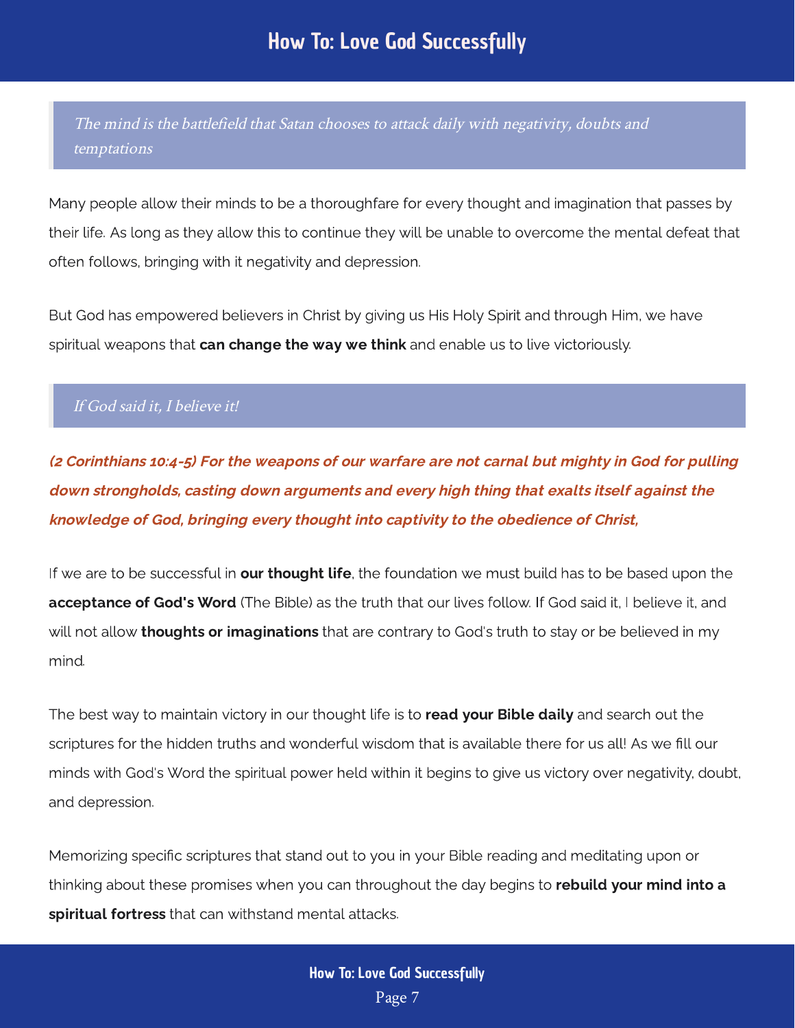> *The mind is the battlefield that Satan chooses to attack daily with negativity, doubts and temptations*

Many people allow their minds to be a thoroughfare for every thought and imagination that passes by their life. As long as they allow this to continue they will be unable to overcome the mental defeat that often follows, bringing with it negativity and depression.

But God has empowered believers in Christ by giving us His Holy Spirit and through Him, we have spiritual weapons that **can change the way we think** and enable us to live victoriously.

> *If God said it, I believe it!*

***(2 Corinthians 10:4-5) For the weapons of our warfare are not carnal but mighty in God for pulling down strongholds, casting down arguments and every high thing that exalts itself against the knowledge of God, bringing every thought into captivity to the obedience of Christ,***

If we are to be successful in **our thought life**, the foundation we must build has to be based upon the **acceptance of God's Word** (The Bible) as the truth that our lives follow. If God said it, I believe it, and will not allow **thoughts or imaginations** that are contrary to God's truth to stay or be believed in my mind.

The best way to maintain victory in our thought life is to **read your Bible daily** and search out the scriptures for the hidden truths and wonderful wisdom that is available there for us all! As we fill our minds with God's Word the spiritual power held within it begins to give us victory over negativity, doubt, and depression.

Memorizing specific scriptures that stand out to you in your Bible reading and meditating upon or thinking about these promises when you can throughout the day begins to **rebuild your mind into a spiritual fortress** that can withstand mental attacks.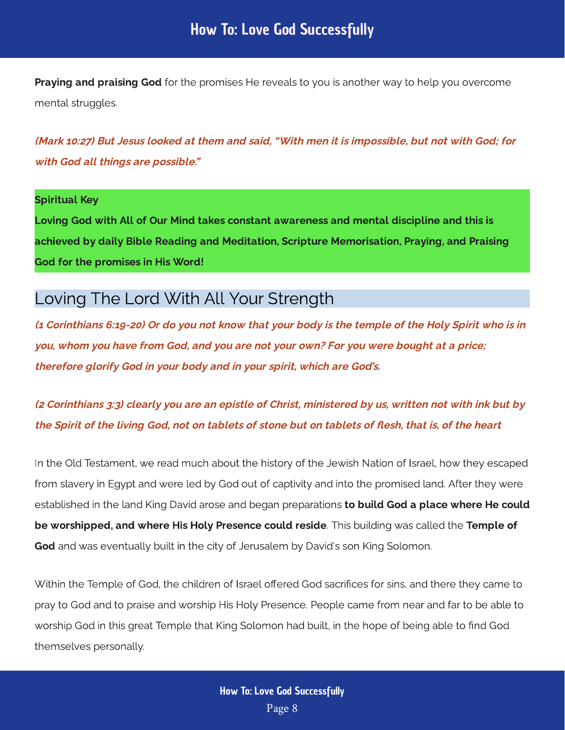**Praying and praising God** for the promises He reveals to you is another way to help you overcome mental struggles.

***(Mark 10:27) But Jesus looked at them and said, "With men it is impossible, but not with God; for with God all things are possible."***

**Spiritual Key**

**Loving God with All of Our Mind takes constant awareness and mental discipline and this is achieved by daily Bible Reading and Meditation, Scripture Memorisation, Praying, and Praising God for the promises in His Word!**

## Loving The Lord With All Your Strength

***(1 Corinthians 6:19-20) Or do you not know that your body is the temple of the Holy Spirit who is in you, whom you have from God, and you are not your own? For you were bought at a price; therefore glorify God in your body and in your spirit, which are God's.***

***(2 Corinthians 3:3) clearly you are an epistle of Christ, ministered by us, written not with ink but by the Spirit of the living God, not on tablets of stone but on tablets of flesh, that is, of the heart***

In the Old Testament, we read much about the history of the Jewish Nation of Israel, how they escaped from slavery in Egypt and were led by God out of captivity and into the promised land. After they were established in the land King David arose and began preparations **to build God a place where He could be worshipped, and where His Holy Presence could reside**. This building was called the **Temple of God** and was eventually built in the city of Jerusalem by David's son King Solomon.

Within the Temple of God, the children of Israel offered God sacrifices for sins, and there they came to pray to God and to praise and worship His Holy Presence. People came from near and far to be able to worship God in this great Temple that King Solomon had built, in the hope of being able to find God themselves personally.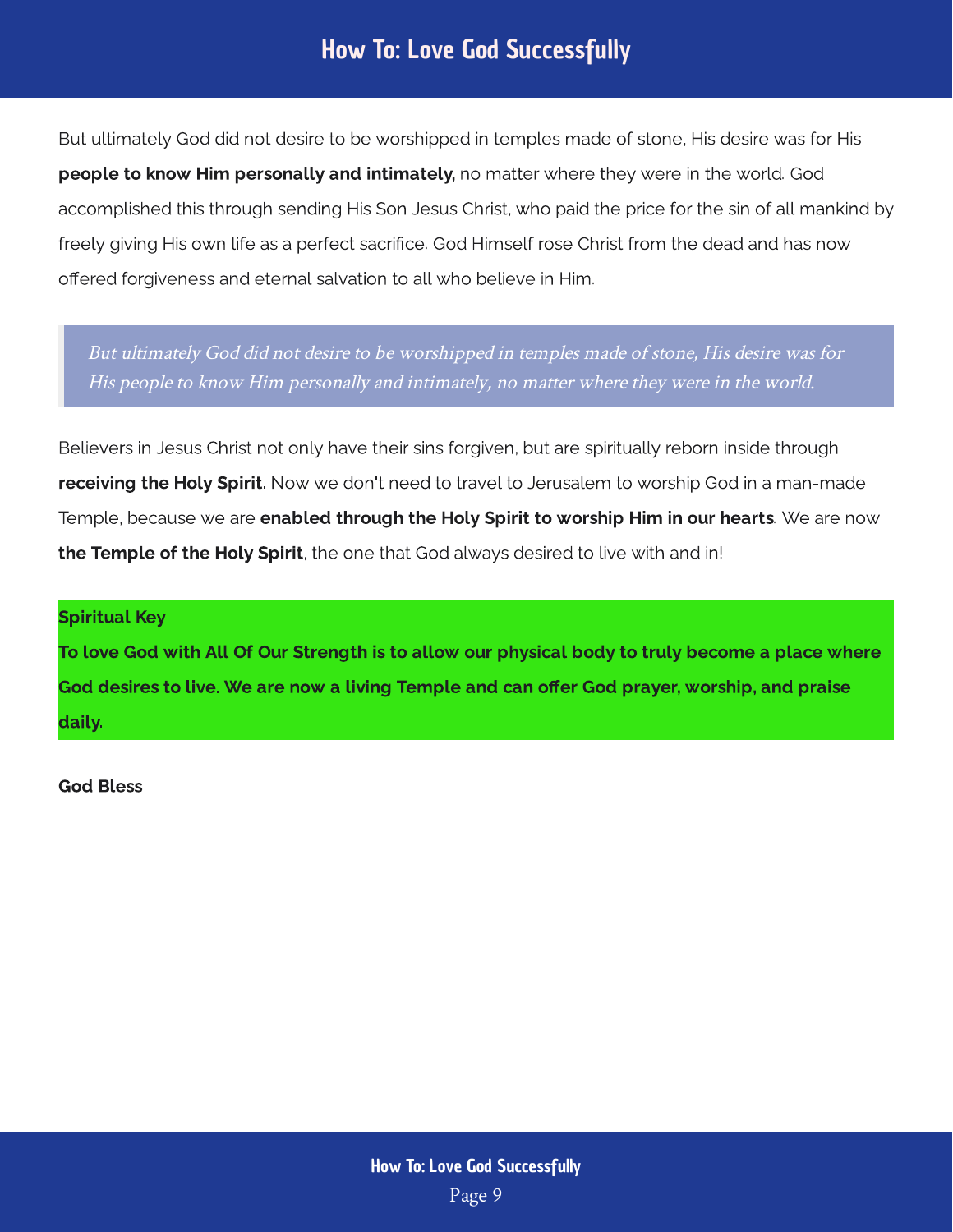But ultimately God did not desire to be worshipped in temples made of stone, His desire was for His **people to know Him personally and intimately,** no matter where they were in the world. God accomplished this through sending His Son Jesus Christ, who paid the price for the sin of all mankind by freely giving His own life as a perfect sacrifice. God Himself rose Christ from the dead and has now offered forgiveness and eternal salvation to all who believe in Him.

> *But ultimately God did not desire to be worshipped in temples made of stone, His desire was for His people to know Him personally and intimately, no matter where they were in the world.*

Believers in Jesus Christ not only have their sins forgiven, but are spiritually reborn inside through **receiving the Holy Spirit.** Now we don't need to travel to Jerusalem to worship God in a man-made Temple, because we are **enabled through the Holy Spirit to worship Him in our hearts**. We are now **the Temple of the Holy Spirit**, the one that God always desired to live with and in!

**Spiritual Key**

**To love God with All Of Our Strength is to allow our physical body to truly become a place where God desires to live. We are now a living Temple and can offer God prayer, worship, and praise daily.**

**God Bless**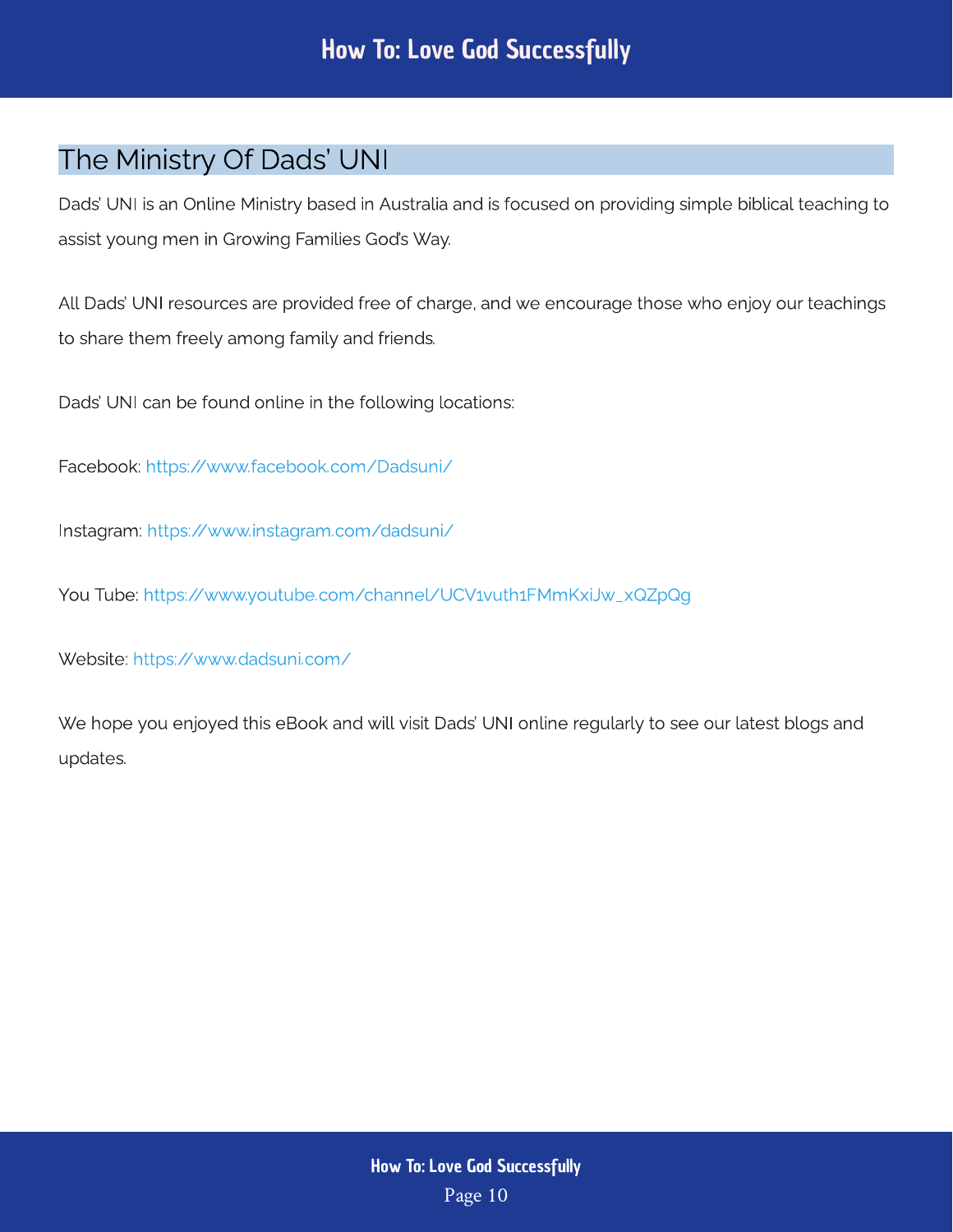## The Ministry Of Dads' UNI

Dads' UNI is an Online Ministry based in Australia and is focused on providing simple biblical teaching to assist young men in Growing Families God's Way.

All Dads' UNI resources are provided free of charge, and we encourage those who enjoy our teachings to share them freely among family and friends.

Dads' UNI can be found online in the following locations:

Facebook: https://www.facebook.com/Dadsuni/

Instagram: https://www.instagram.com/dadsuni/

You Tube: https://www.youtube.com/channel/UCV1vuth1FMmKxiJw_xQZpQg

Website: https://www.dadsuni.com/

We hope you enjoyed this eBook and will visit Dads' UNI online regularly to see our latest blogs and updates.